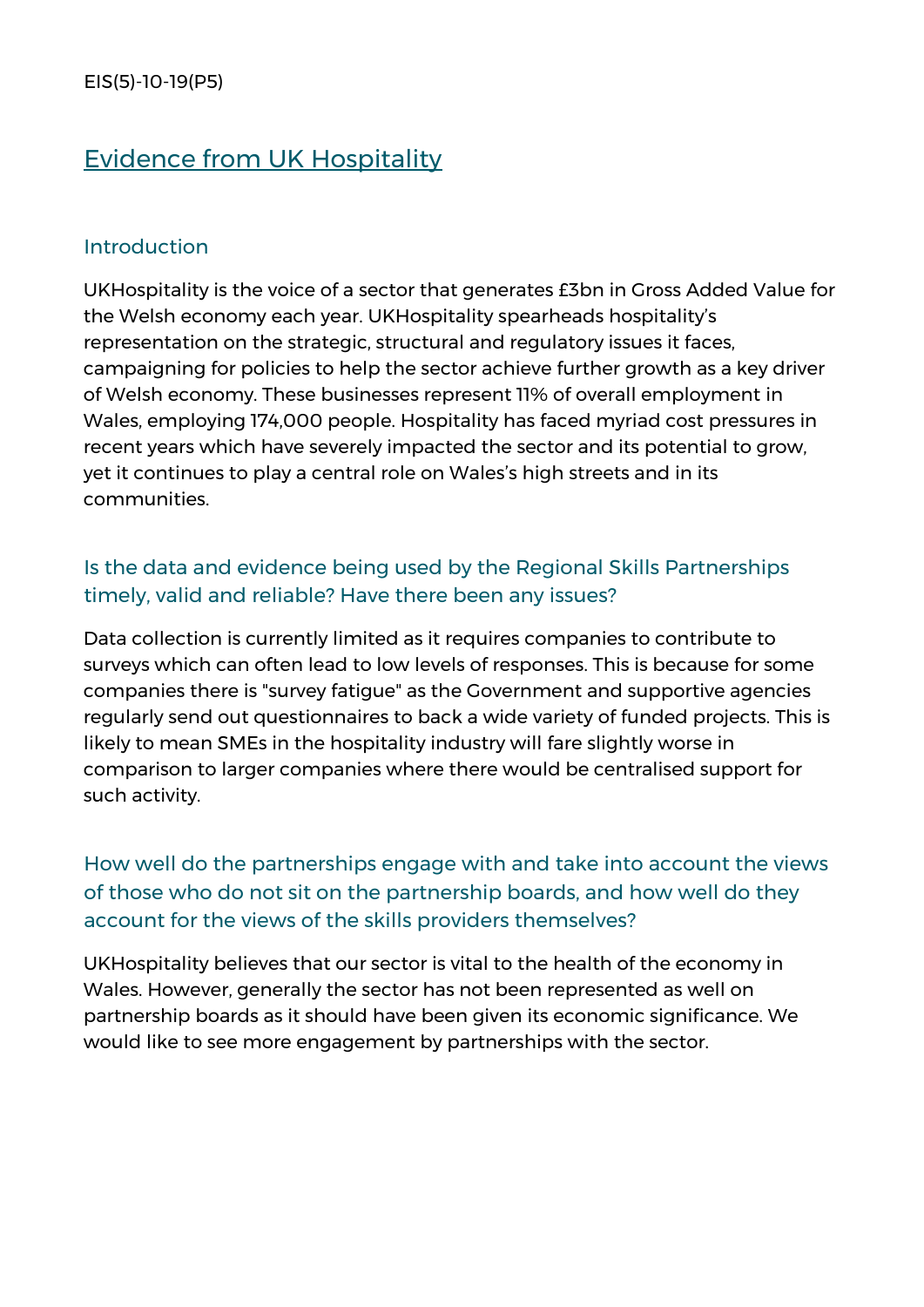EIS(5)-10-19(P5)

# Evidence from UK Hospitality

## Introduction

UKHospitality is the voice of a sector that generates £3bn in Gross Added Value for the Welsh economy each year. UKHospitality spearheads hospitality's representation on the strategic, structural and regulatory issues it faces, campaigning for policies to help the sector achieve further growth as a key driver of Welsh economy. These businesses represent 11% of overall employment in Wales, employing 174,000 people. Hospitality has faced myriad cost pressures in recent years which have severely impacted the sector and its potential to grow, yet it continues to play a central role on Wales's high streets and in its communities.

## Is the data and evidence being used by the Regional Skills Partnerships timely, valid and reliable? Have there been any issues?

Data collection is currently limited as it requires companies to contribute to surveys which can often lead to low levels of responses. This is because for some companies there is "survey fatigue" as the Government and supportive agencies regularly send out questionnaires to back a wide variety of funded projects. This is likely to mean SMEs in the hospitality industry will fare slightly worse in comparison to larger companies where there would be centralised support for such activity.

## How well do the partnerships engage with and take into account the views of those who do not sit on the partnership boards, and how well do they account for the views of the skills providers themselves?

UKHospitality believes that our sector is vital to the health of the economy in Wales. However, generally the sector has not been represented as well on partnership boards as it should have been given its economic significance. We would like to see more engagement by partnerships with the sector.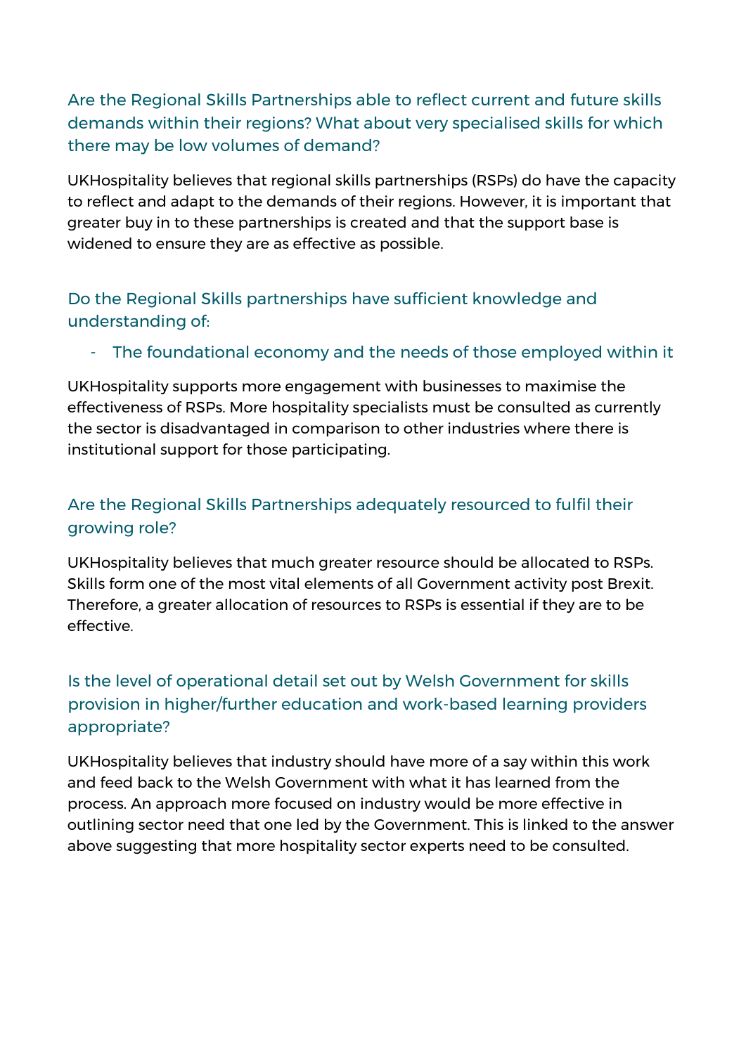### Are the Regional Skills Partnerships able to reflect current and future skills demands within their regions? What about very specialised skills for which there may be low volumes of demand?

UKHospitality believes that regional skills partnerships (RSPs) do have the capacity to reflect and adapt to the demands of their regions. However, it is important that greater buy in to these partnerships is created and that the support base is widened to ensure they are as effective as possible.

### Do the Regional Skills partnerships have sufficient knowledge and understanding of:

- The foundational economy and the needs of those employed within it

UKHospitality supports more engagement with businesses to maximise the effectiveness of RSPs. More hospitality specialists must be consulted as currently the sector is disadvantaged in comparison to other industries where there is institutional support for those participating.

### Are the Regional Skills Partnerships adequately resourced to fulfil their growing role?

UKHospitality believes that much greater resource should be allocated to RSPs. Skills form one of the most vital elements of all Government activity post Brexit. Therefore, a greater allocation of resources to RSPs is essential if they are to be effective.

### Is the level of operational detail set out by Welsh Government for skills provision in higher/further education and work-based learning providers appropriate?

UKHospitality believes that industry should have more of a say within this work and feed back to the Welsh Government with what it has learned from the process. An approach more focused on industry would be more effective in outlining sector need that one led by the Government. This is linked to the answer above suggesting that more hospitality sector experts need to be consulted.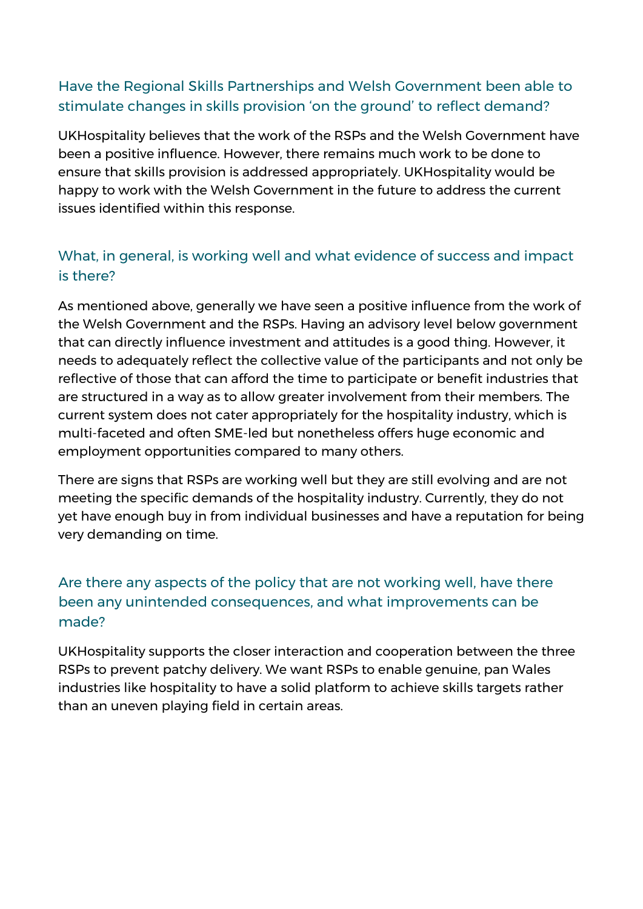## Have the Regional Skills Partnerships and Welsh Government been able to stimulate changes in skills provision 'on the ground' to reflect demand?

UKHospitality believes that the work of the RSPs and the Welsh Government have been a positive influence. However, there remains much work to be done to ensure that skills provision is addressed appropriately. UKHospitality would be happy to work with the Welsh Government in the future to address the current issues identified within this response.

## What, in general, is working well and what evidence of success and impact is there?

As mentioned above, generally we have seen a positive influence from the work of the Welsh Government and the RSPs. Having an advisory level below government that can directly influence investment and attitudes is a good thing. However, it needs to adequately reflect the collective value of the participants and not only be reflective of those that can afford the time to participate or benefit industries that are structured in a way as to allow greater involvement from their members. The current system does not cater appropriately for the hospitality industry, which is multi-faceted and often SME-led but nonetheless offers huge economic and employment opportunities compared to many others.

There are signs that RSPs are working well but they are still evolving and are not meeting the specific demands of the hospitality industry. Currently, they do not yet have enough buy in from individual businesses and have a reputation for being very demanding on time.

## Are there any aspects of the policy that are not working well, have there been any unintended consequences, and what improvements can be made?

UKHospitality supports the closer interaction and cooperation between the three RSPs to prevent patchy delivery. We want RSPs to enable genuine, pan Wales industries like hospitality to have a solid platform to achieve skills targets rather than an uneven playing field in certain areas.